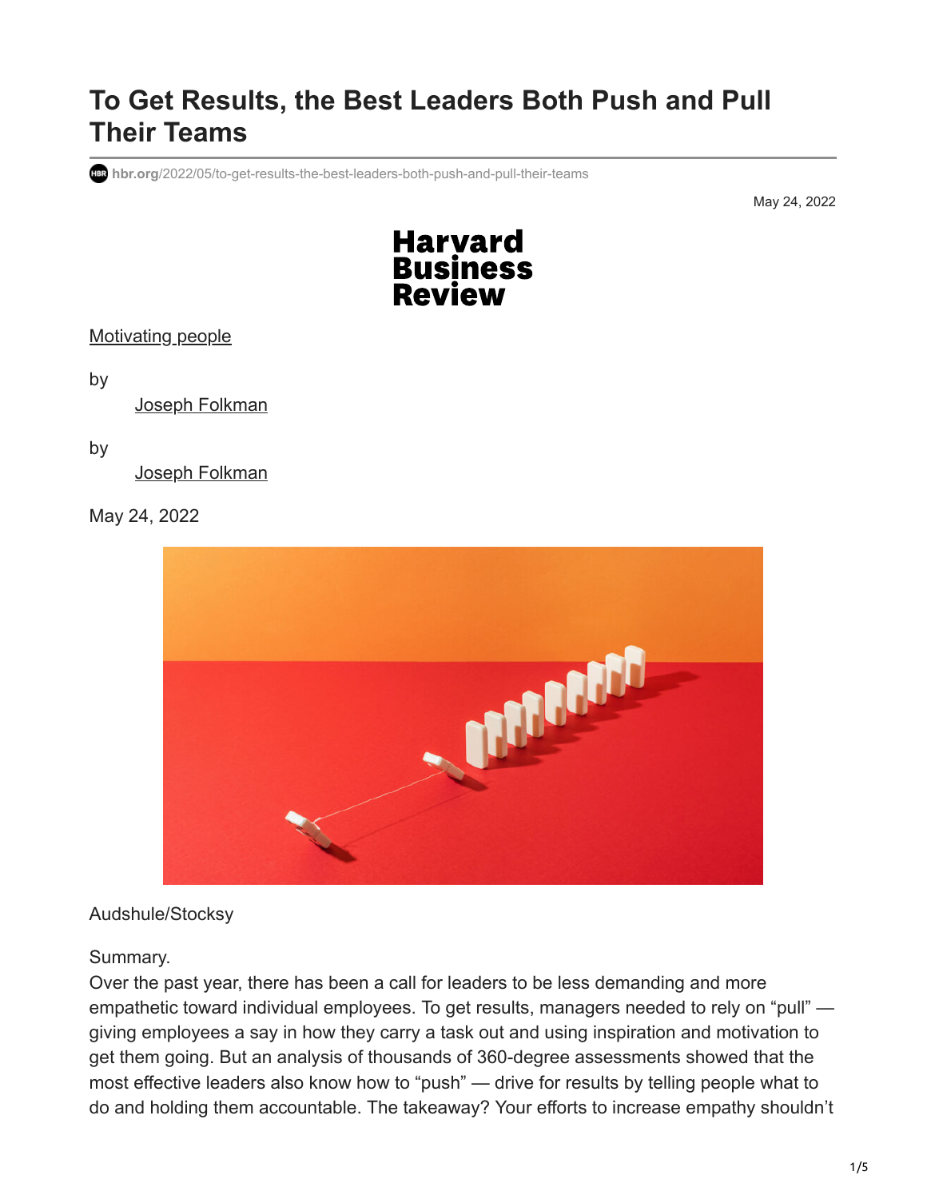# To Get Results, the Best Leaders Both Push and Pull Their Teams

hbr.org/2022/05/to-get-results-the-best-leaders-both-push-and-pull-their-teams

May 24, 2022

Harvard Business Review

Motivating people

by

Joseph Folkman

by

Joseph Folkman

May 24, 2022

Audshule/Stocksy

Summary.

Over the past year, there has been a call for leaders to be less demanding and more empathetic toward individual employees. To get results, managers needed to rely on "pull" — giving employees a say in how they carry a task out and using inspiration and motivation to get them going. But an analysis of thousands of 360-degree assessments showed that the most effective leaders also know how to "push" — drive for results by telling people what to do and holding them accountable. The takeaway? Your efforts to increase empathy shouldn't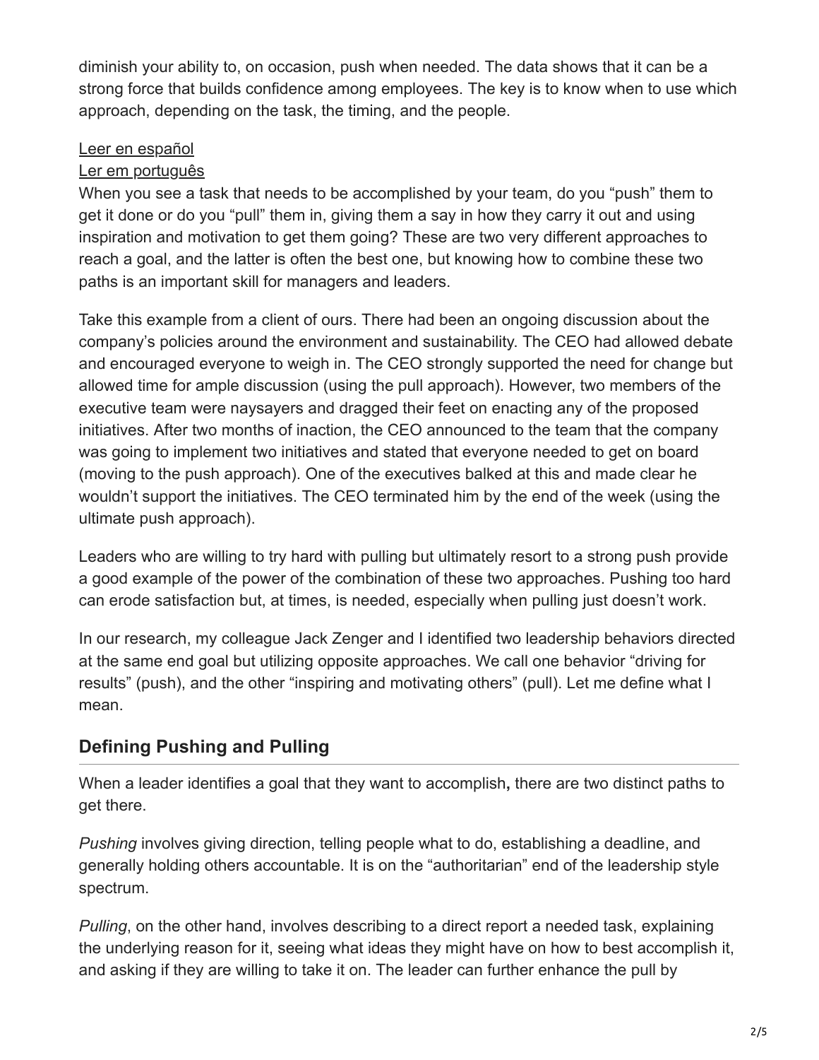diminish your ability to, on occasion, push when needed. The data shows that it can be a strong force that builds confidence among employees. The key is to know when to use which approach, depending on the task, the timing, and the people.

Leer en español

Ler em português

When you see a task that needs to be accomplished by your team, do you "push" them to get it done or do you "pull" them in, giving them a say in how they carry it out and using inspiration and motivation to get them going? These are two very different approaches to reach a goal, and the latter is often the best one, but knowing how to combine these two paths is an important skill for managers and leaders.

Take this example from a client of ours. There had been an ongoing discussion about the company's policies around the environment and sustainability. The CEO had allowed debate and encouraged everyone to weigh in. The CEO strongly supported the need for change but allowed time for ample discussion (using the pull approach). However, two members of the executive team were naysayers and dragged their feet on enacting any of the proposed initiatives. After two months of inaction, the CEO announced to the team that the company was going to implement two initiatives and stated that everyone needed to get on board (moving to the push approach). One of the executives balked at this and made clear he wouldn't support the initiatives. The CEO terminated him by the end of the week (using the ultimate push approach).

Leaders who are willing to try hard with pulling but ultimately resort to a strong push provide a good example of the power of the combination of these two approaches. Pushing too hard can erode satisfaction but, at times, is needed, especially when pulling just doesn't work.

In our research, my colleague Jack Zenger and I identified two leadership behaviors directed at the same end goal but utilizing opposite approaches. We call one behavior "driving for results" (push), and the other "inspiring and motivating others" (pull). Let me define what I mean.

## Defining Pushing and Pulling

When a leader identifies a goal that they want to accomplish**,** there are two distinct paths to get there.

*Pushing* involves giving direction, telling people what to do, establishing a deadline, and generally holding others accountable. It is on the "authoritarian" end of the leadership style spectrum.

*Pulling*, on the other hand, involves describing to a direct report a needed task, explaining the underlying reason for it, seeing what ideas they might have on how to best accomplish it, and asking if they are willing to take it on. The leader can further enhance the pull by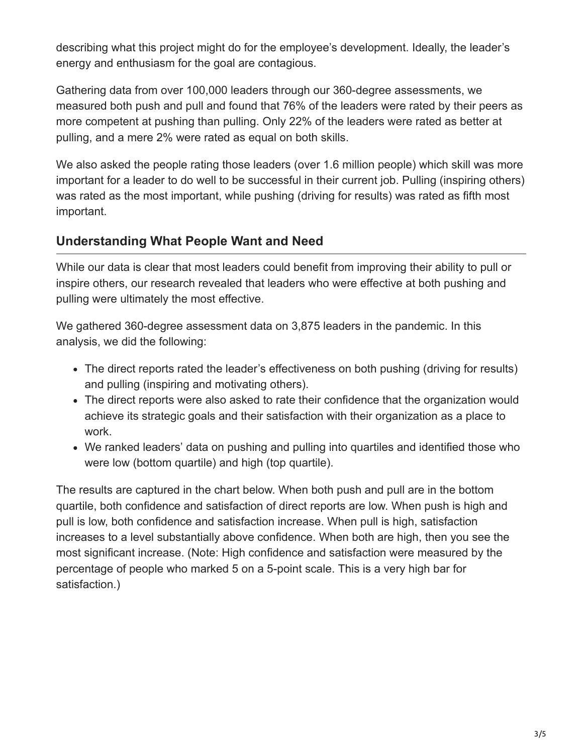describing what this project might do for the employee's development. Ideally, the leader's energy and enthusiasm for the goal are contagious.

Gathering data from over 100,000 leaders through our 360-degree assessments, we measured both push and pull and found that 76% of the leaders were rated by their peers as more competent at pushing than pulling. Only 22% of the leaders were rated as better at pulling, and a mere 2% were rated as equal on both skills.

We also asked the people rating those leaders (over 1.6 million people) which skill was more important for a leader to do well to be successful in their current job. Pulling (inspiring others) was rated as the most important, while pushing (driving for results) was rated as fifth most important.

## Understanding What People Want and Need

While our data is clear that most leaders could benefit from improving their ability to pull or inspire others, our research revealed that leaders who were effective at both pushing and pulling were ultimately the most effective.

We gathered 360-degree assessment data on 3,875 leaders in the pandemic. In this analysis, we did the following:

- The direct reports rated the leader's effectiveness on both pushing (driving for results) and pulling (inspiring and motivating others).
- The direct reports were also asked to rate their confidence that the organization would achieve its strategic goals and their satisfaction with their organization as a place to work.
- We ranked leaders' data on pushing and pulling into quartiles and identified those who were low (bottom quartile) and high (top quartile).

The results are captured in the chart below. When both push and pull are in the bottom quartile, both confidence and satisfaction of direct reports are low. When push is high and pull is low, both confidence and satisfaction increase. When pull is high, satisfaction increases to a level substantially above confidence. When both are high, then you see the most significant increase. (Note: High confidence and satisfaction were measured by the percentage of people who marked 5 on a 5-point scale. This is a very high bar for satisfaction.)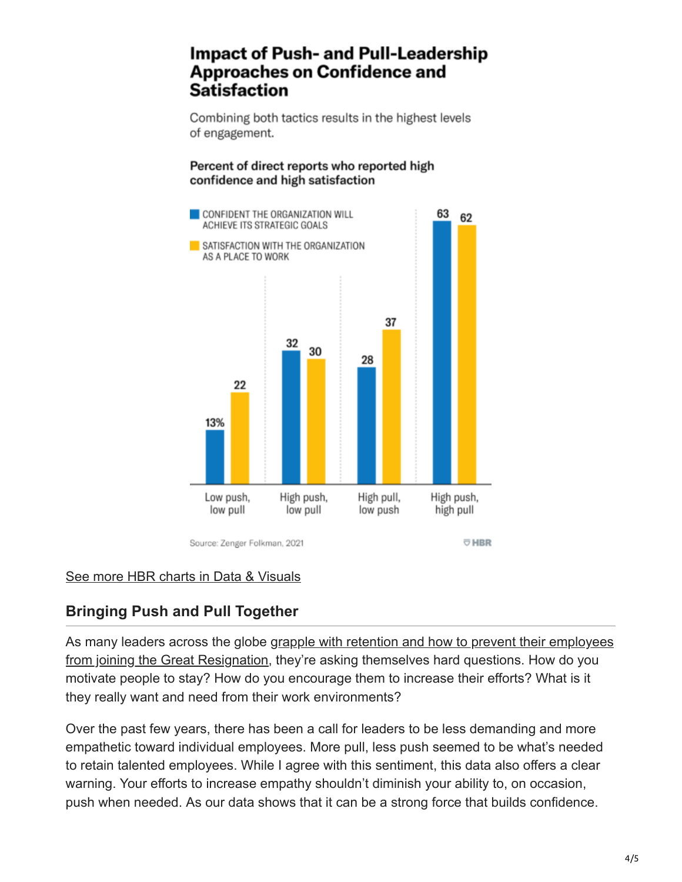### Impact of Push- and Pull-Leadership Approaches on Confidence and Satisfaction

Combining both tactics results in the highest levels of engagement.

**Percent of direct reports who reported high confidence and high satisfaction**

| | Confident the organization will achieve its strategic goals | Satisfaction with the organization as a place to work |
|---|---|---|
| Low push, low pull | 13% | 22 |
| High push, low pull | 32 | 30 |
| High pull, low push | 28 | 37 |
| High push, high pull | 63 | 62 |

Source: Zenger Folkman, 2021

HBR

See more HBR charts in Data & Visuals

## Bringing Push and Pull Together

As many leaders across the globe grapple with retention and how to prevent their employees from joining the Great Resignation, they're asking themselves hard questions. How do you motivate people to stay? How do you encourage them to increase their efforts? What is it they really want and need from their work environments?

Over the past few years, there has been a call for leaders to be less demanding and more empathetic toward individual employees. More pull, less push seemed to be what's needed to retain talented employees. While I agree with this sentiment, this data also offers a clear warning. Your efforts to increase empathy shouldn't diminish your ability to, on occasion, push when needed. As our data shows that it can be a strong force that builds confidence.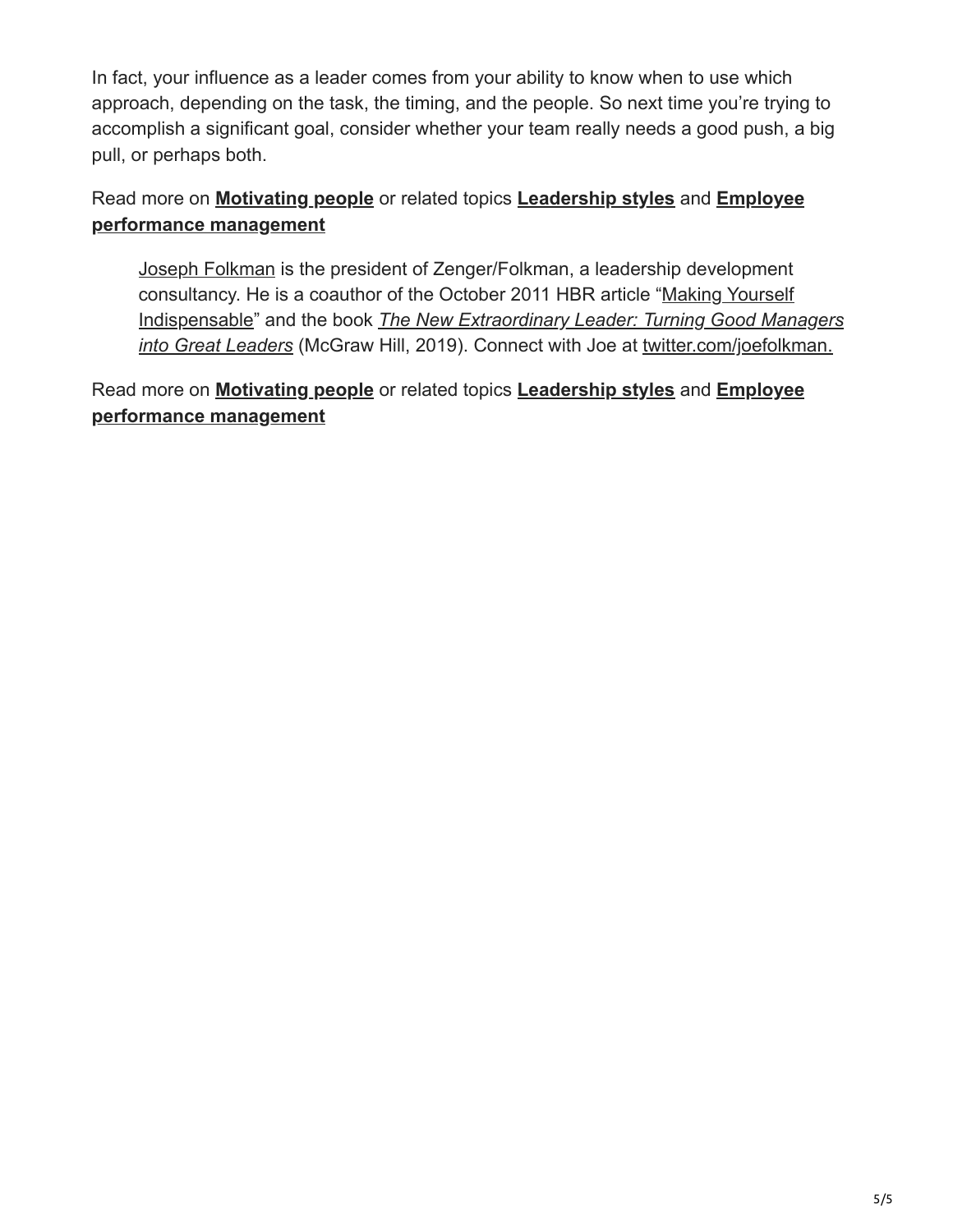In fact, your influence as a leader comes from your ability to know when to use which approach, depending on the task, the timing, and the people. So next time you're trying to accomplish a significant goal, consider whether your team really needs a good push, a big pull, or perhaps both.

Read more on **Motivating people** or related topics **Leadership styles** and **Employee performance management**

> Joseph Folkman is the president of Zenger/Folkman, a leadership development consultancy. He is a coauthor of the October 2011 HBR article "Making Yourself Indispensable" and the book *The New Extraordinary Leader: Turning Good Managers into Great Leaders* (McGraw Hill, 2019). Connect with Joe at twitter.com/joefolkman.

Read more on **Motivating people** or related topics **Leadership styles** and **Employee performance management**